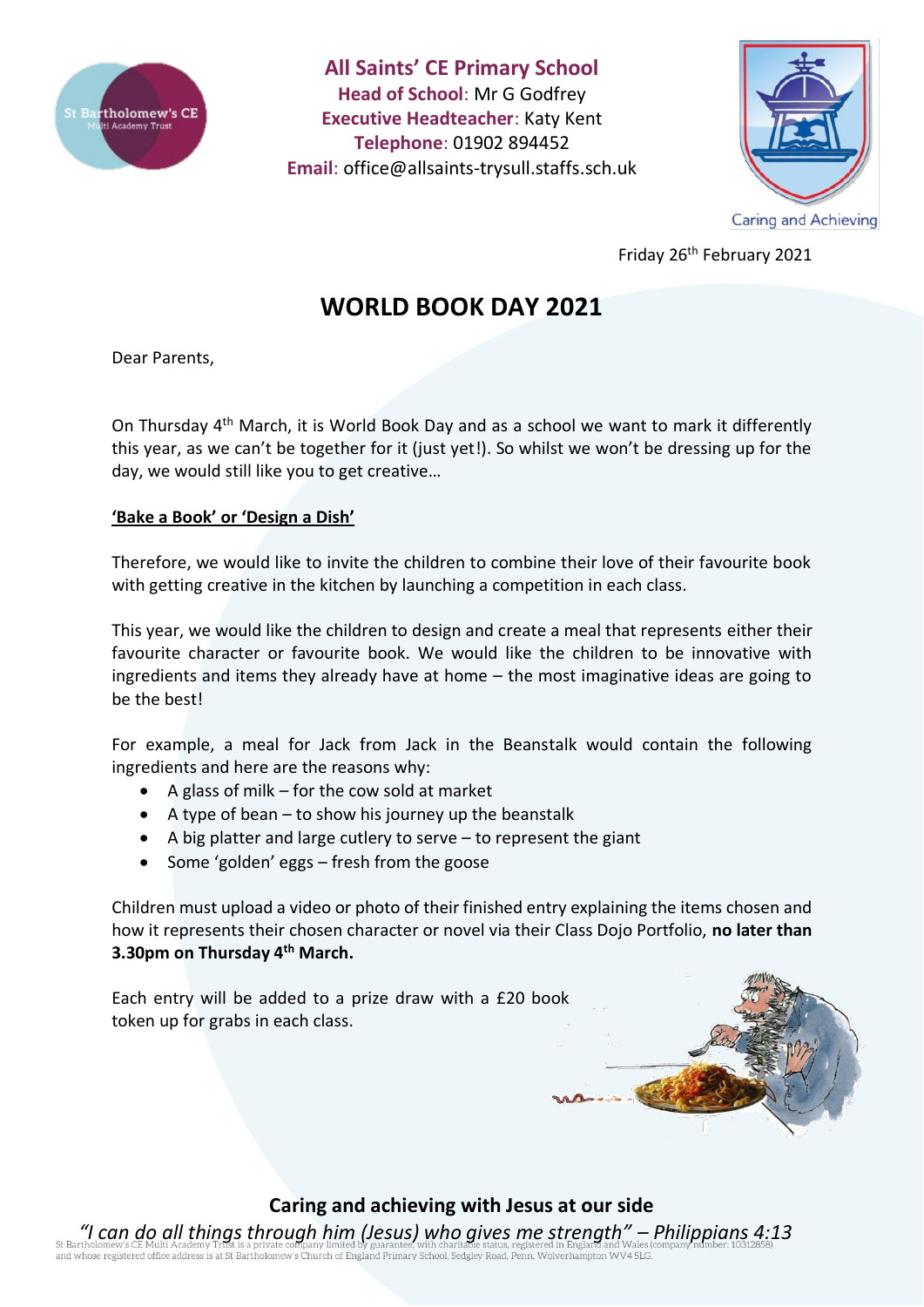**All Saints' CE Primary School**
**Head of School**: Mr G Godfrey
**Executive Headteacher**: Katy Kent
**Telephone**: 01902 894452
**Email**: office@allsaints-trysull.staffs.sch.uk

Caring and Achieving

Friday 26th February 2021

# WORLD BOOK DAY 2021

Dear Parents,

On Thursday 4th March, it is World Book Day and as a school we want to mark it differently this year, as we can't be together for it (just yet!). So whilst we won't be dressing up for the day, we would still like you to get creative…

**'Bake a Book' or 'Design a Dish'**

Therefore, we would like to invite the children to combine their love of their favourite book with getting creative in the kitchen by launching a competition in each class.

This year, we would like the children to design and create a meal that represents either their favourite character or favourite book. We would like the children to be innovative with ingredients and items they already have at home – the most imaginative ideas are going to be the best!

For example, a meal for Jack from Jack in the Beanstalk would contain the following ingredients and here are the reasons why:

- A glass of milk – for the cow sold at market
- A type of bean – to show his journey up the beanstalk
- A big platter and large cutlery to serve – to represent the giant
- Some 'golden' eggs – fresh from the goose

Children must upload a video or photo of their finished entry explaining the items chosen and how it represents their chosen character or novel via their Class Dojo Portfolio, **no later than 3.30pm on Thursday 4th March.**

Each entry will be added to a prize draw with a £20 book token up for grabs in each class.

**Caring and achieving with Jesus at our side**

*"I can do all things through him (Jesus) who gives me strength" – Philippians 4:13*

St Bartholomew's CE Multi Academy Trust is a private company limited by guarantee, with charitable status, registered in England and Wales (company number: 10312858) and whose registered office address is at St Bartholomew's Church of England Primary School, Sedgley Road, Penn, Wolverhampton WV4 5LG.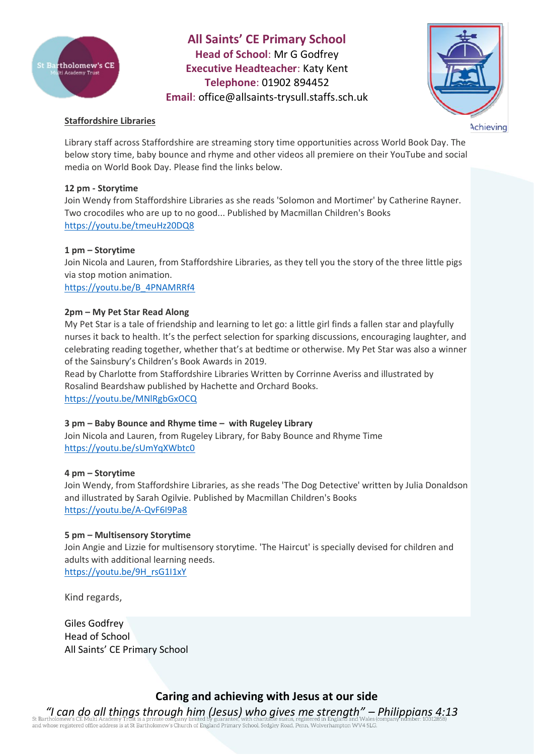# All Saints' CE Primary School

**Head of School**: Mr G Godfrey
**Executive Headteacher**: Katy Kent
**Telephone**: 01902 894452
**Email**: office@allsaints-trysull.staffs.sch.uk

## Staffordshire Libraries

Library staff across Staffordshire are streaming story time opportunities across World Book Day. The below story time, baby bounce and rhyme and other videos all premiere on their YouTube and social media on World Book Day. Please find the links below.

**12 pm - Storytime**
Join Wendy from Staffordshire Libraries as she reads 'Solomon and Mortimer' by Catherine Rayner. Two crocodiles who are up to no good... Published by Macmillan Children's Books
https://youtu.be/tmeuHz20DQ8

**1 pm – Storytime**
Join Nicola and Lauren, from Staffordshire Libraries, as they tell you the story of the three little pigs via stop motion animation.
https://youtu.be/B_4PNAMRRf4

**2pm – My Pet Star Read Along**
My Pet Star is a tale of friendship and learning to let go: a little girl finds a fallen star and playfully nurses it back to health. It's the perfect selection for sparking discussions, encouraging laughter, and celebrating reading together, whether that's at bedtime or otherwise. My Pet Star was also a winner of the Sainsbury's Children's Book Awards in 2019.
Read by Charlotte from Staffordshire Libraries Written by Corrinne Averiss and illustrated by Rosalind Beardshaw published by Hachette and Orchard Books.
https://youtu.be/MNlRgbGxOCQ

**3 pm – Baby Bounce and Rhyme time – with Rugeley Library**
Join Nicola and Lauren, from Rugeley Library, for Baby Bounce and Rhyme Time
https://youtu.be/sUmYqXWbtc0

**4 pm – Storytime**
Join Wendy, from Staffordshire Libraries, as she reads 'The Dog Detective' written by Julia Donaldson and illustrated by Sarah Ogilvie. Published by Macmillan Children's Books
https://youtu.be/A-QvF6I9Pa8

**5 pm – Multisensory Storytime**
Join Angie and Lizzie for multisensory storytime. 'The Haircut' is specially devised for children and adults with additional learning needs.
https://youtu.be/9H_rsG1I1xY

Kind regards,

Giles Godfrey
Head of School
All Saints' CE Primary School

**Caring and achieving with Jesus at our side**

*"I can do all things through him (Jesus) who gives me strength" – Philippians 4:13*

St Bartholomew's CE Multi Academy Trust is a private company limited by guarantee, with charitable status, registered in England and Wales (company number: 10312858) and whose registered office address is at St Bartholomew's Church of England Primary School, Sedgley Road, Penn, Wolverhampton WV4 5LG.